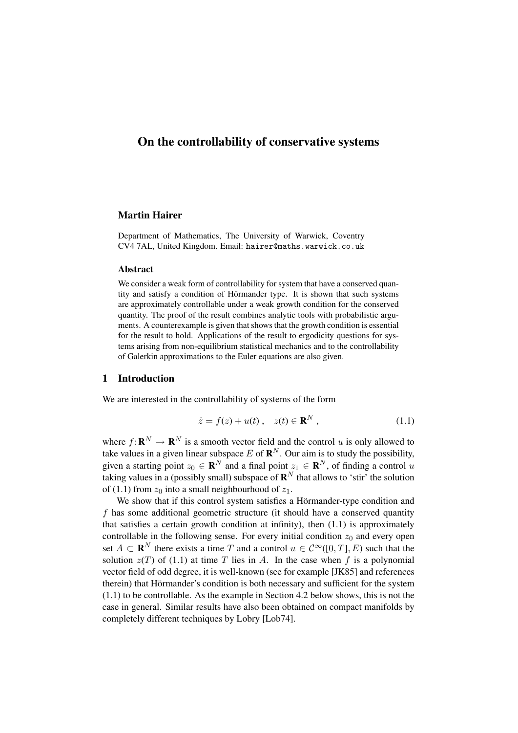# On the controllability of conservative systems

**Martin Hairer**

Department of Mathematics, The University of Warwick, Coventry CV4 7AL, United Kingdom. Email: `hairer@maths.warwick.co.uk`

### Abstract

We consider a weak form of controllability for system that have a conserved quantity and satisfy a condition of Hörmander type. It is shown that such systems are approximately controllable under a weak growth condition for the conserved quantity. The proof of the result combines analytic tools with probabilistic arguments. A counterexample is given that shows that the growth condition is essential for the result to hold. Applications of the result to ergodicity questions for systems arising from non-equilibrium statistical mechanics and to the controllability of Galerkin approximations to the Euler equations are also given.

## 1 Introduction

We are interested in the controllability of systems of the form

$$\dot{z} = f(z) + u(t)\;, \quad z(t) \in \mathbf{R}^N\;, \tag{1.1}$$

where $f\colon \mathbf{R}^N \to \mathbf{R}^N$ is a smooth vector field and the control $u$ is only allowed to take values in a given linear subspace $E$ of $\mathbf{R}^N$. Our aim is to study the possibility, given a starting point $z_0 \in \mathbf{R}^N$ and a final point $z_1 \in \mathbf{R}^N$, of finding a control $u$ taking values in a (possibly small) subspace of $\mathbf{R}^N$ that allows to 'stir' the solution of (1.1) from $z_0$ into a small neighbourhood of $z_1$.

We show that if this control system satisfies a Hörmander-type condition and $f$ has some additional geometric structure (it should have a conserved quantity that satisfies a certain growth condition at infinity), then (1.1) is approximately controllable in the following sense. For every initial condition $z_0$ and every open set $A \subset \mathbf{R}^N$ there exists a time $T$ and a control $u \in \mathcal{C}^\infty([0,T], E)$ such that the solution $z(T)$ of (1.1) at time $T$ lies in $A$. In the case when $f$ is a polynomial vector field of odd degree, it is well-known (see for example [JK85] and references therein) that Hörmander's condition is both necessary and sufficient for the system (1.1) to be controllable. As the example in Section 4.2 below shows, this is not the case in general. Similar results have also been obtained on compact manifolds by completely different techniques by Lobry [Lob74].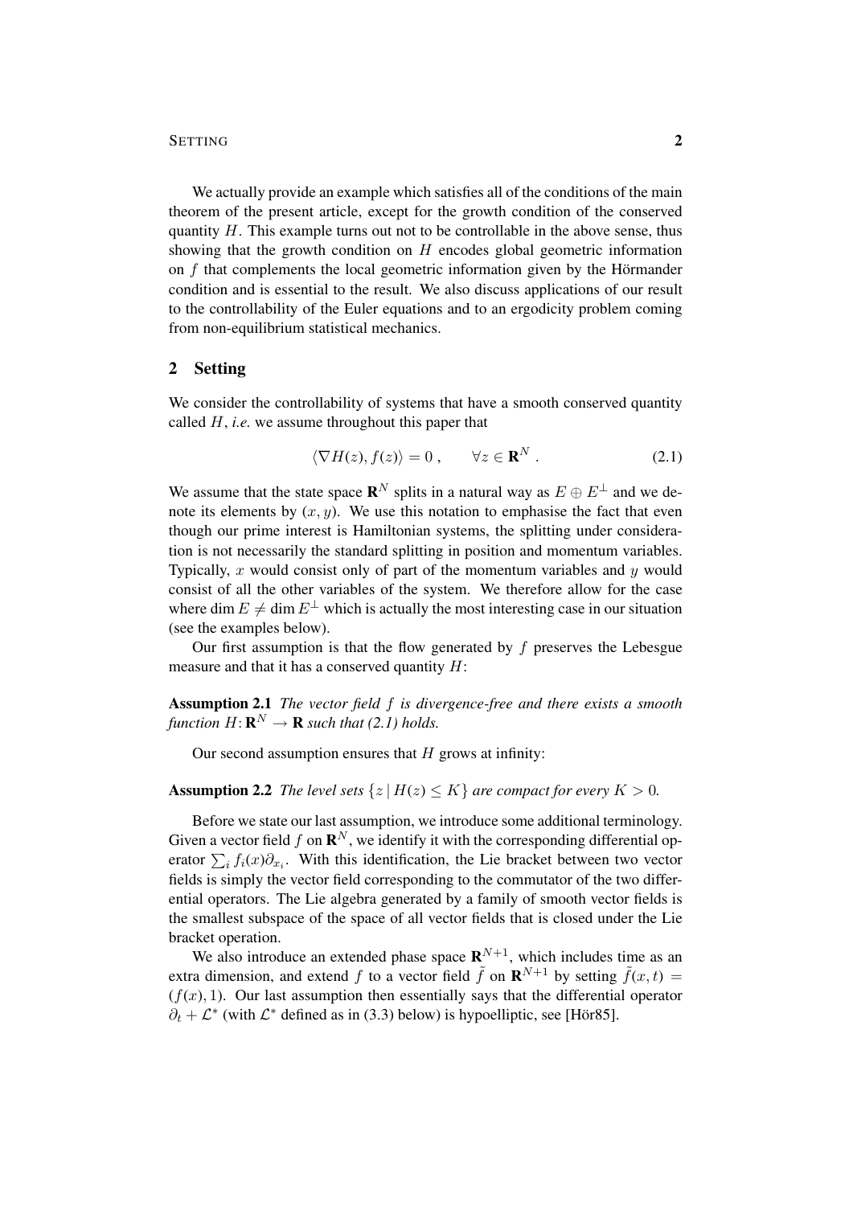We actually provide an example which satisfies all of the conditions of the main theorem of the present article, except for the growth condition of the conserved quantity $H$. This example turns out not to be controllable in the above sense, thus showing that the growth condition on $H$ encodes global geometric information on $f$ that complements the local geometric information given by the Hörmander condition and is essential to the result. We also discuss applications of our result to the controllability of the Euler equations and to an ergodicity problem coming from non-equilibrium statistical mechanics.

## 2 Setting

We consider the controllability of systems that have a smooth conserved quantity called $H$, *i.e.* we assume throughout this paper that

$$\langle \nabla H(z), f(z) \rangle = 0 , \qquad \forall z \in \mathbf{R}^N . \tag{2.1}$$

We assume that the state space $\mathbf{R}^N$ splits in a natural way as $E \oplus E^\perp$ and we denote its elements by $(x, y)$. We use this notation to emphasise the fact that even though our prime interest is Hamiltonian systems, the splitting under consideration is not necessarily the standard splitting in position and momentum variables. Typically, $x$ would consist only of part of the momentum variables and $y$ would consist of all the other variables of the system. We therefore allow for the case where $\dim E \neq \dim E^\perp$ which is actually the most interesting case in our situation (see the examples below).

Our first assumption is that the flow generated by $f$ preserves the Lebesgue measure and that it has a conserved quantity $H$:

**Assumption 2.1** *The vector field $f$ is divergence-free and there exists a smooth function $H\colon \mathbf{R}^N \to \mathbf{R}$ such that (2.1) holds.*

Our second assumption ensures that $H$ grows at infinity:

**Assumption 2.2** *The level sets $\{z \,|\, H(z) \leq K\}$ are compact for every $K > 0$.*

Before we state our last assumption, we introduce some additional terminology. Given a vector field $f$ on $\mathbf{R}^N$, we identify it with the corresponding differential operator $\sum_i f_i(x)\partial_{x_i}$. With this identification, the Lie bracket between two vector fields is simply the vector field corresponding to the commutator of the two differential operators. The Lie algebra generated by a family of smooth vector fields is the smallest subspace of the space of all vector fields that is closed under the Lie bracket operation.

We also introduce an extended phase space $\mathbf{R}^{N+1}$, which includes time as an extra dimension, and extend $f$ to a vector field $\tilde{f}$ on $\mathbf{R}^{N+1}$ by setting $\tilde{f}(x, t) = (f(x), 1)$. Our last assumption then essentially says that the differential operator $\partial_t + \mathcal{L}^*$ (with $\mathcal{L}^*$ defined as in (3.3) below) is hypoelliptic, see [Hör85].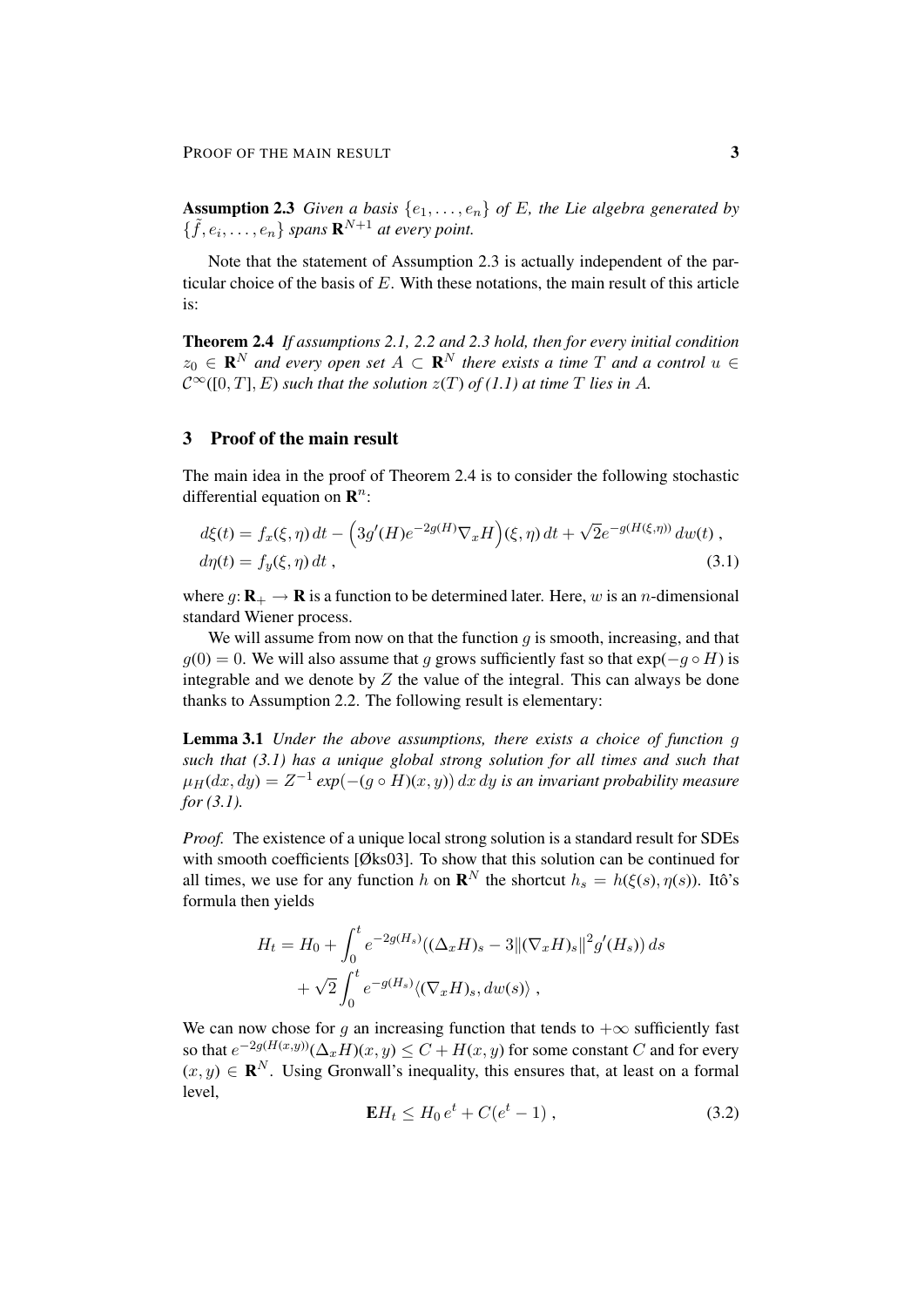**Assumption 2.3** *Given a basis $\{e_1, \ldots, e_n\}$ of $E$, the Lie algebra generated by $\{\tilde{f}, e_i, \ldots, e_n\}$ spans $\mathbf{R}^{N+1}$ at every point.*

Note that the statement of Assumption 2.3 is actually independent of the particular choice of the basis of $E$. With these notations, the main result of this article is:

**Theorem 2.4** *If assumptions 2.1, 2.2 and 2.3 hold, then for every initial condition $z_0 \in \mathbf{R}^N$ and every open set $A \subset \mathbf{R}^N$ there exists a time $T$ and a control $u \in \mathcal{C}^\infty([0,T], E)$ such that the solution $z(T)$ of (1.1) at time $T$ lies in $A$.*

## 3 Proof of the main result

The main idea in the proof of Theorem 2.4 is to consider the following stochastic differential equation on $\mathbf{R}^n$:

$$
\begin{aligned}
d\xi(t) &= f_x(\xi,\eta)\,dt - \Big(3g'(H)e^{-2g(H)}\nabla_x H\Big)(\xi,\eta)\,dt + \sqrt{2}e^{-g(H(\xi,\eta))}\,dw(t)\;, \\
d\eta(t) &= f_y(\xi,\eta)\,dt\;,
\end{aligned} \tag{3.1}
$$

where $g \colon \mathbf{R}_+ \to \mathbf{R}$ is a function to be determined later. Here, $w$ is an $n$-dimensional standard Wiener process.

We will assume from now on that the function $g$ is smooth, increasing, and that $g(0) = 0$. We will also assume that $g$ grows sufficiently fast so that $\exp(-g \circ H)$ is integrable and we denote by $Z$ the value of the integral. This can always be done thanks to Assumption 2.2. The following result is elementary:

**Lemma 3.1** *Under the above assumptions, there exists a choice of function $g$ such that (3.1) has a unique global strong solution for all times and such that $\mu_H(dx,dy) = Z^{-1}\exp(-(g\circ H)(x,y))\,dx\,dy$ is an invariant probability measure for (3.1).*

*Proof.* The existence of a unique local strong solution is a standard result for SDEs with smooth coefficients [Øks03]. To show that this solution can be continued for all times, we use for any function $h$ on $\mathbf{R}^N$ the shortcut $h_s = h(\xi(s),\eta(s))$. Itô's formula then yields

$$
\begin{aligned}
H_t = H_0 &+ \int_0^t e^{-2g(H_s)}\big((\Delta_x H)_s - 3\|(\nabla_x H)_s\|^2 g'(H_s)\big)\,ds \\
&+ \sqrt{2}\int_0^t e^{-g(H_s)}\langle(\nabla_x H)_s, dw(s)\rangle\;,
\end{aligned}
$$

We can now chose for $g$ an increasing function that tends to $+\infty$ sufficiently fast so that $e^{-2g(H(x,y))}(\Delta_x H)(x,y) \le C + H(x,y)$ for some constant $C$ and for every $(x,y) \in \mathbf{R}^N$. Using Gronwall's inequality, this ensures that, at least on a formal level,

$$
\mathbf{E}H_t \le H_0\,e^t + C(e^t - 1)\;, \tag{3.2}
$$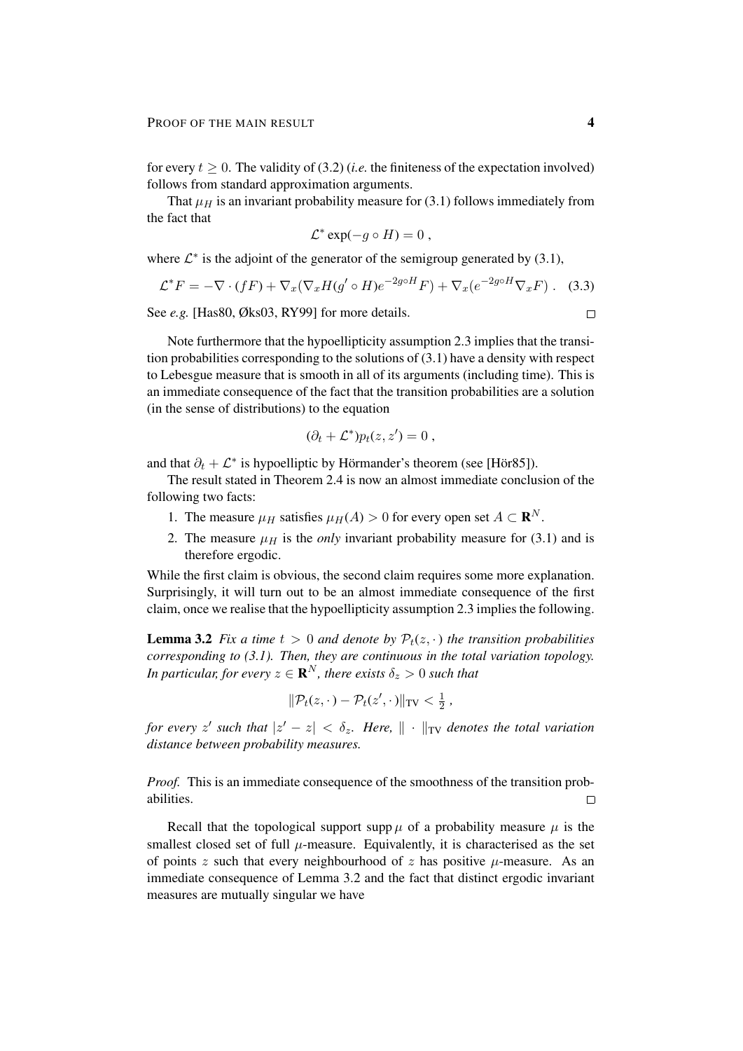for every $t \geq 0$. The validity of (3.2) (*i.e.* the finiteness of the expectation involved) follows from standard approximation arguments.

That $\mu_H$ is an invariant probability measure for (3.1) follows immediately from the fact that

$$\mathcal{L}^* \exp(-g \circ H) = 0 \;,$$

where $\mathcal{L}^*$ is the adjoint of the generator of the semigroup generated by (3.1),

$$\mathcal{L}^* F = -\nabla \cdot (fF) + \nabla_x (\nabla_x H (g' \circ H) e^{-2g\circ H} F) + \nabla_x (e^{-2g\circ H} \nabla_x F) \;. \quad (3.3)$$

See *e.g.* [Has80, Øks03, RY99] for more details. ◻

Note furthermore that the hypoellipticity assumption 2.3 implies that the transition probabilities corresponding to the solutions of (3.1) have a density with respect to Lebesgue measure that is smooth in all of its arguments (including time). This is an immediate consequence of the fact that the transition probabilities are a solution (in the sense of distributions) to the equation

$$(\partial_t + \mathcal{L}^*) p_t(z, z') = 0 \;,$$

and that $\partial_t + \mathcal{L}^*$ is hypoelliptic by Hörmander's theorem (see [Hör85]).

The result stated in Theorem 2.4 is now an almost immediate conclusion of the following two facts:

1. The measure $\mu_H$ satisfies $\mu_H(A) > 0$ for every open set $A \subset \mathbf{R}^N$.
2. The measure $\mu_H$ is the *only* invariant probability measure for (3.1) and is therefore ergodic.

While the first claim is obvious, the second claim requires some more explanation. Surprisingly, it will turn out to be an almost immediate consequence of the first claim, once we realise that the hypoellipticity assumption 2.3 implies the following.

**Lemma 3.2** *Fix a time $t > 0$ and denote by $\mathcal{P}_t(z, \cdot)$ the transition probabilities corresponding to (3.1). Then, they are continuous in the total variation topology. In particular, for every $z \in \mathbf{R}^N$, there exists $\delta_z > 0$ such that*

$$\|\mathcal{P}_t(z, \cdot) - \mathcal{P}_t(z', \cdot)\|_{\mathrm{TV}} < \tfrac{1}{2} \;,$$

*for every $z'$ such that $|z' - z| < \delta_z$. Here, $\|\cdot\|_{\mathrm{TV}}$ denotes the total variation distance between probability measures.*

*Proof.* This is an immediate consequence of the smoothness of the transition probabilities. ◻

Recall that the topological support $\operatorname{supp} \mu$ of a probability measure $\mu$ is the smallest closed set of full $\mu$-measure. Equivalently, it is characterised as the set of points $z$ such that every neighbourhood of $z$ has positive $\mu$-measure. As an immediate consequence of Lemma 3.2 and the fact that distinct ergodic invariant measures are mutually singular we have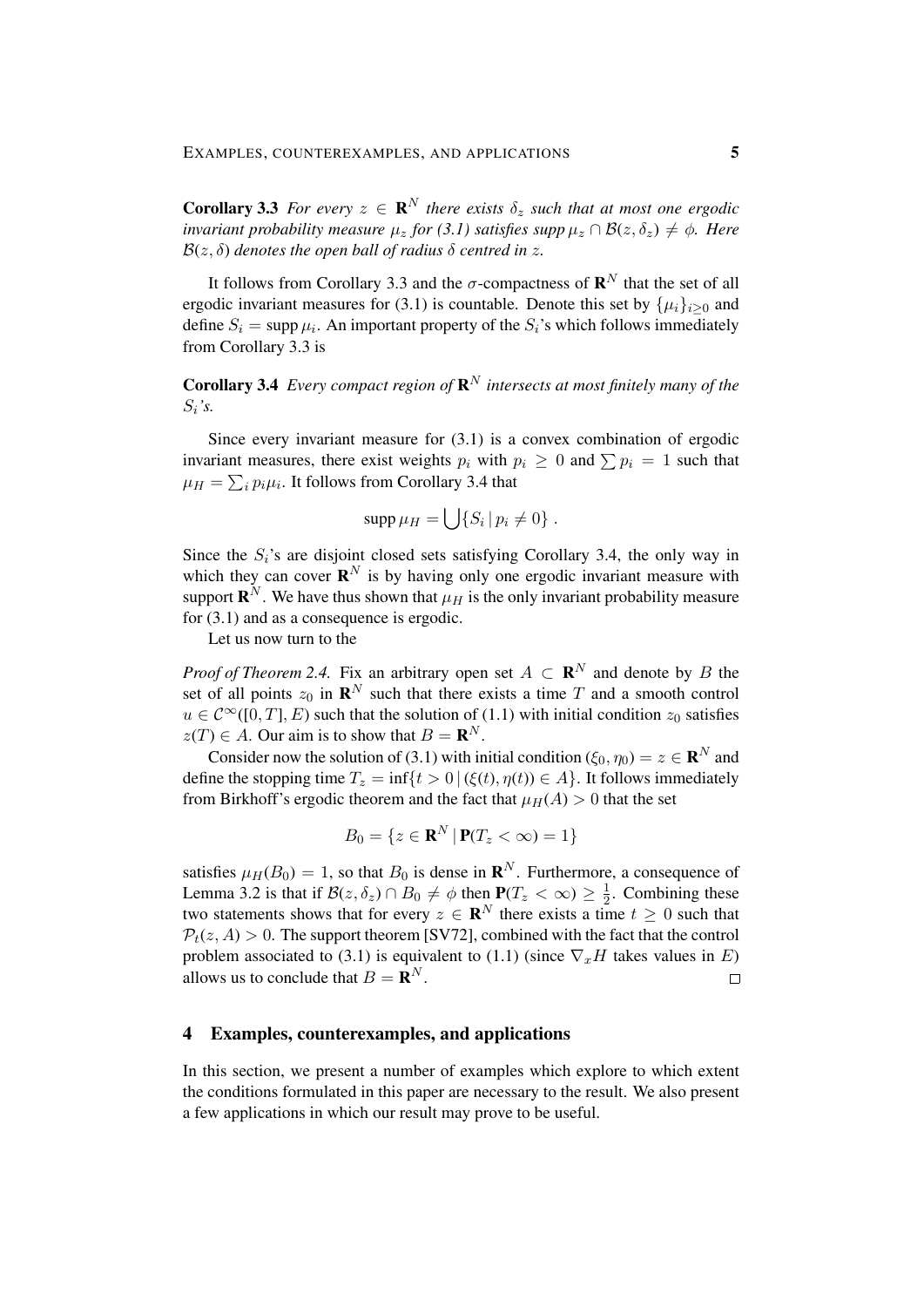**Corollary 3.3** *For every $z \in \mathbf{R}^N$ there exists $\delta_z$ such that at most one ergodic invariant probability measure $\mu_z$ for (3.1) satisfies supp $\mu_z \cap \mathcal{B}(z, \delta_z) \neq \phi$. Here $\mathcal{B}(z, \delta)$ denotes the open ball of radius $\delta$ centred in $z$.*

It follows from Corollary 3.3 and the $\sigma$-compactness of $\mathbf{R}^N$ that the set of all ergodic invariant measures for (3.1) is countable. Denote this set by $\{\mu_i\}_{i \geq 0}$ and define $S_i = \text{supp}\, \mu_i$. An important property of the $S_i$'s which follows immediately from Corollary 3.3 is

**Corollary 3.4** *Every compact region of $\mathbf{R}^N$ intersects at most finitely many of the $S_i$'s.*

Since every invariant measure for (3.1) is a convex combination of ergodic invariant measures, there exist weights $p_i$ with $p_i \geq 0$ and $\sum p_i = 1$ such that $\mu_H = \sum_i p_i \mu_i$. It follows from Corollary 3.4 that

$$\text{supp}\, \mu_H = \bigcup \{S_i \,|\, p_i \neq 0\} .$$

Since the $S_i$'s are disjoint closed sets satisfying Corollary 3.4, the only way in which they can cover $\mathbf{R}^N$ is by having only one ergodic invariant measure with support $\mathbf{R}^N$. We have thus shown that $\mu_H$ is the only invariant probability measure for (3.1) and as a consequence is ergodic.

Let us now turn to the

*Proof of Theorem 2.4.* Fix an arbitrary open set $A \subset \mathbf{R}^N$ and denote by $B$ the set of all points $z_0$ in $\mathbf{R}^N$ such that there exists a time $T$ and a smooth control $u \in \mathcal{C}^\infty([0, T], E)$ such that the solution of (1.1) with initial condition $z_0$ satisfies $z(T) \in A$. Our aim is to show that $B = \mathbf{R}^N$.

Consider now the solution of (3.1) with initial condition $(\xi_0, \eta_0) = z \in \mathbf{R}^N$ and define the stopping time $T_z = \inf\{t > 0 \,|\, (\xi(t), \eta(t)) \in A\}$. It follows immediately from Birkhoff's ergodic theorem and the fact that $\mu_H(A) > 0$ that the set

$$B_0 = \{z \in \mathbf{R}^N \,|\, \mathbf{P}(T_z < \infty) = 1\}$$

satisfies $\mu_H(B_0) = 1$, so that $B_0$ is dense in $\mathbf{R}^N$. Furthermore, a consequence of Lemma 3.2 is that if $\mathcal{B}(z, \delta_z) \cap B_0 \neq \phi$ then $\mathbf{P}(T_z < \infty) \geq \frac{1}{2}$. Combining these two statements shows that for every $z \in \mathbf{R}^N$ there exists a time $t \geq 0$ such that $\mathcal{P}_t(z, A) > 0$. The support theorem [SV72], combined with the fact that the control problem associated to (3.1) is equivalent to (1.1) (since $\nabla_x H$ takes values in $E$) allows us to conclude that $B = \mathbf{R}^N$. □

## 4 Examples, counterexamples, and applications

In this section, we present a number of examples which explore to which extent the conditions formulated in this paper are necessary to the result. We also present a few applications in which our result may prove to be useful.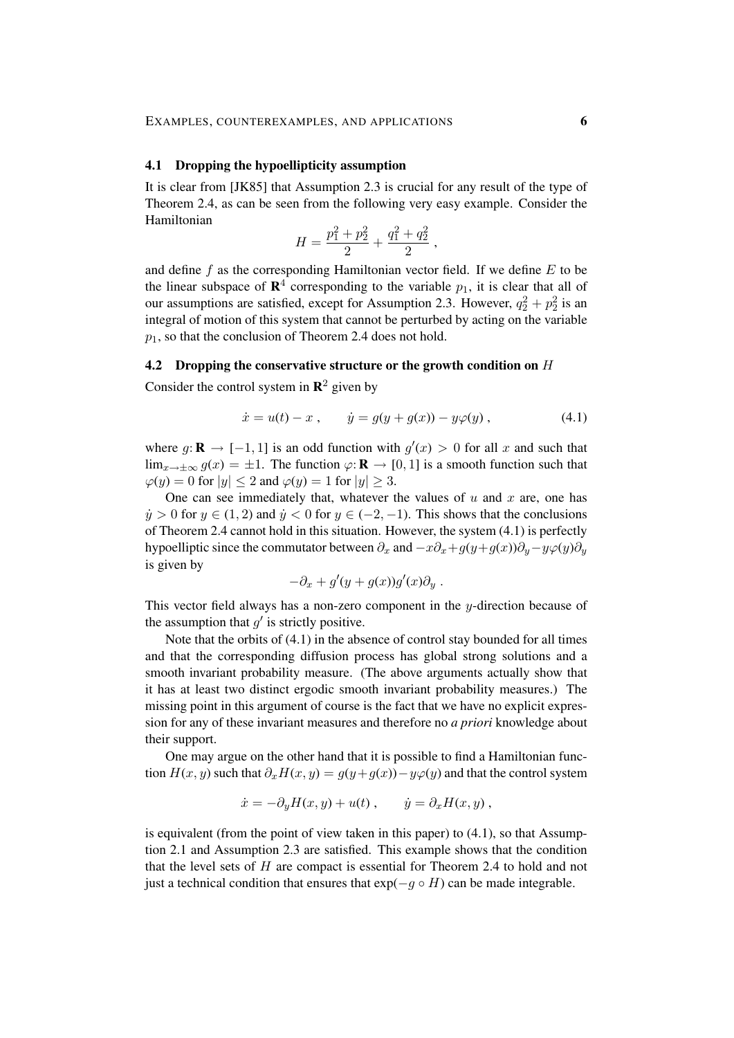### 4.1 Dropping the hypoellipticity assumption

It is clear from [JK85] that Assumption 2.3 is crucial for any result of the type of Theorem 2.4, as can be seen from the following very easy example. Consider the Hamiltonian

$$H = \frac{p_1^2 + p_2^2}{2} + \frac{q_1^2 + q_2^2}{2} \;,$$

and define $f$ as the corresponding Hamiltonian vector field. If we define $E$ to be the linear subspace of $\mathbf{R}^4$ corresponding to the variable $p_1$, it is clear that all of our assumptions are satisfied, except for Assumption 2.3. However, $q_2^2 + p_2^2$ is an integral of motion of this system that cannot be perturbed by acting on the variable $p_1$, so that the conclusion of Theorem 2.4 does not hold.

### 4.2 Dropping the conservative structure or the growth condition on $H$

Consider the control system in $\mathbf{R}^2$ given by

$$\dot{x} = u(t) - x \;, \qquad \dot{y} = g(y + g(x)) - y\varphi(y) \;, \tag{4.1}$$

where $g\colon \mathbf{R} \to [-1, 1]$ is an odd function with $g'(x) > 0$ for all $x$ and such that $\lim_{x\to\pm\infty} g(x) = \pm 1$. The function $\varphi\colon \mathbf{R} \to [0, 1]$ is a smooth function such that $\varphi(y) = 0$ for $|y| \leq 2$ and $\varphi(y) = 1$ for $|y| \geq 3$.

One can see immediately that, whatever the values of $u$ and $x$ are, one has $\dot{y} > 0$ for $y \in (1, 2)$ and $\dot{y} < 0$ for $y \in (-2, -1)$. This shows that the conclusions of Theorem 2.4 cannot hold in this situation. However, the system (4.1) is perfectly hypoelliptic since the commutator between $\partial_x$ and $-x\partial_x + g(y+g(x))\partial_y - y\varphi(y)\partial_y$ is given by

$$-\partial_x + g'(y + g(x))g'(x)\partial_y \;.$$

This vector field always has a non-zero component in the $y$-direction because of the assumption that $g'$ is strictly positive.

Note that the orbits of (4.1) in the absence of control stay bounded for all times and that the corresponding diffusion process has global strong solutions and a smooth invariant probability measure. (The above arguments actually show that it has at least two distinct ergodic smooth invariant probability measures.) The missing point in this argument of course is the fact that we have no explicit expression for any of these invariant measures and therefore no *a priori* knowledge about their support.

One may argue on the other hand that it is possible to find a Hamiltonian function $H(x, y)$ such that $\partial_x H(x, y) = g(y + g(x)) - y\varphi(y)$ and that the control system

$$\dot{x} = -\partial_y H(x, y) + u(t) \;, \qquad \dot{y} = \partial_x H(x, y) \;,$$

is equivalent (from the point of view taken in this paper) to (4.1), so that Assumption 2.1 and Assumption 2.3 are satisfied. This example shows that the condition that the level sets of $H$ are compact is essential for Theorem 2.4 to hold and not just a technical condition that ensures that $\exp(-g \circ H)$ can be made integrable.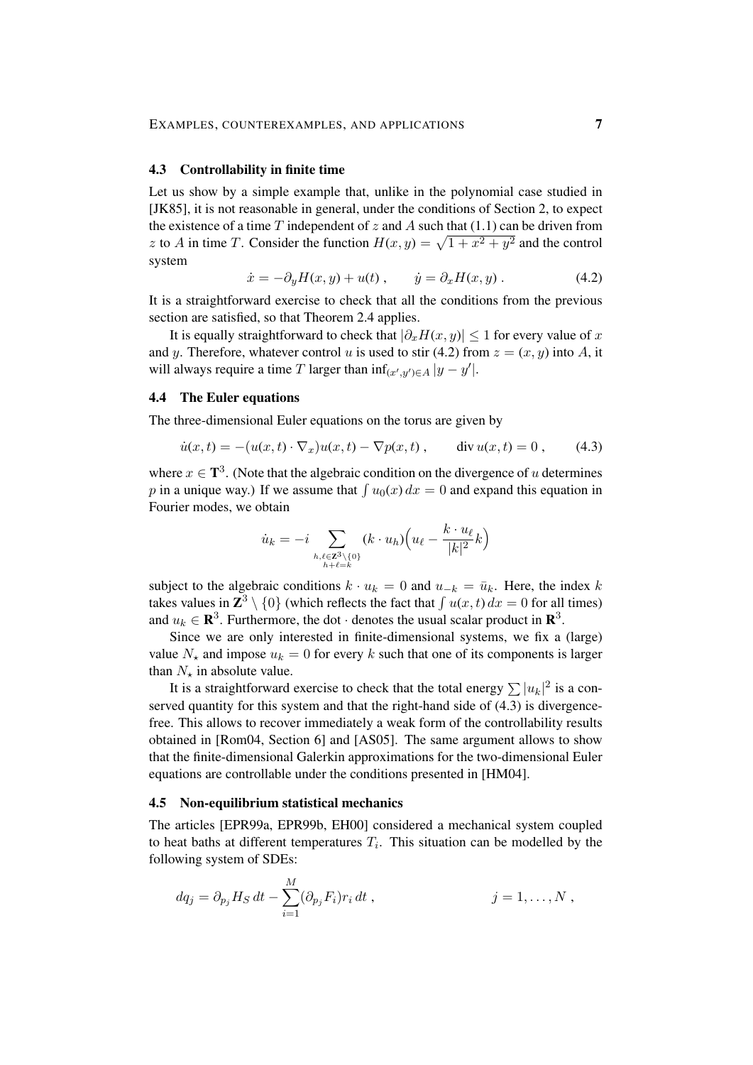### 4.3 Controllability in finite time

Let us show by a simple example that, unlike in the polynomial case studied in [JK85], it is not reasonable in general, under the conditions of Section 2, to expect the existence of a time $T$ independent of $z$ and $A$ such that (1.1) can be driven from $z$ to $A$ in time $T$. Consider the function $H(x,y) = \sqrt{1+x^2+y^2}$ and the control system

$$\dot{x} = -\partial_y H(x,y) + u(t)\;, \qquad \dot{y} = \partial_x H(x,y)\;. \tag{4.2}$$

It is a straightforward exercise to check that all the conditions from the previous section are satisfied, so that Theorem 2.4 applies.

It is equally straightforward to check that $|\partial_x H(x,y)| \le 1$ for every value of $x$ and $y$. Therefore, whatever control $u$ is used to stir (4.2) from $z = (x,y)$ into $A$, it will always require a time $T$ larger than $\inf_{(x',y')\in A} |y - y'|$.

### 4.4 The Euler equations

The three-dimensional Euler equations on the torus are given by

$$\dot{u}(x,t) = -(u(x,t)\cdot\nabla_x)u(x,t) - \nabla p(x,t)\;, \qquad \operatorname{div} u(x,t) = 0\;, \tag{4.3}$$

where $x \in \mathbf{T}^3$. (Note that the algebraic condition on the divergence of $u$ determines $p$ in a unique way.) If we assume that $\int u_0(x)\,dx = 0$ and expand this equation in Fourier modes, we obtain

$$\dot{u}_k = -i \sum_{\substack{h,\ell\in\mathbf{Z}^3\setminus\{0\}\\ h+\ell=k}} (k\cdot u_h)\Big(u_\ell - \frac{k\cdot u_\ell}{|k|^2}k\Big)$$

subject to the algebraic conditions $k\cdot u_k = 0$ and $u_{-k} = \bar{u}_k$. Here, the index $k$ takes values in $\mathbf{Z}^3\setminus\{0\}$ (which reflects the fact that $\int u(x,t)\,dx = 0$ for all times) and $u_k \in \mathbf{R}^3$. Furthermore, the dot $\cdot$ denotes the usual scalar product in $\mathbf{R}^3$.

Since we are only interested in finite-dimensional systems, we fix a (large) value $N_\star$ and impose $u_k = 0$ for every $k$ such that one of its components is larger than $N_\star$ in absolute value.

It is a straightforward exercise to check that the total energy $\sum |u_k|^2$ is a conserved quantity for this system and that the right-hand side of (4.3) is divergence-free. This allows to recover immediately a weak form of the controllability results obtained in [Rom04, Section 6] and [AS05]. The same argument allows to show that the finite-dimensional Galerkin approximations for the two-dimensional Euler equations are controllable under the conditions presented in [HM04].

### 4.5 Non-equilibrium statistical mechanics

The articles [EPR99a, EPR99b, EH00] considered a mechanical system coupled to heat baths at different temperatures $T_i$. This situation can be modelled by the following system of SDEs:

$$dq_j = \partial_{p_j} H_S\,dt - \sum_{i=1}^{M} (\partial_{p_j} F_i) r_i\,dt\;, \qquad\qquad j = 1,\ldots,N\;,$$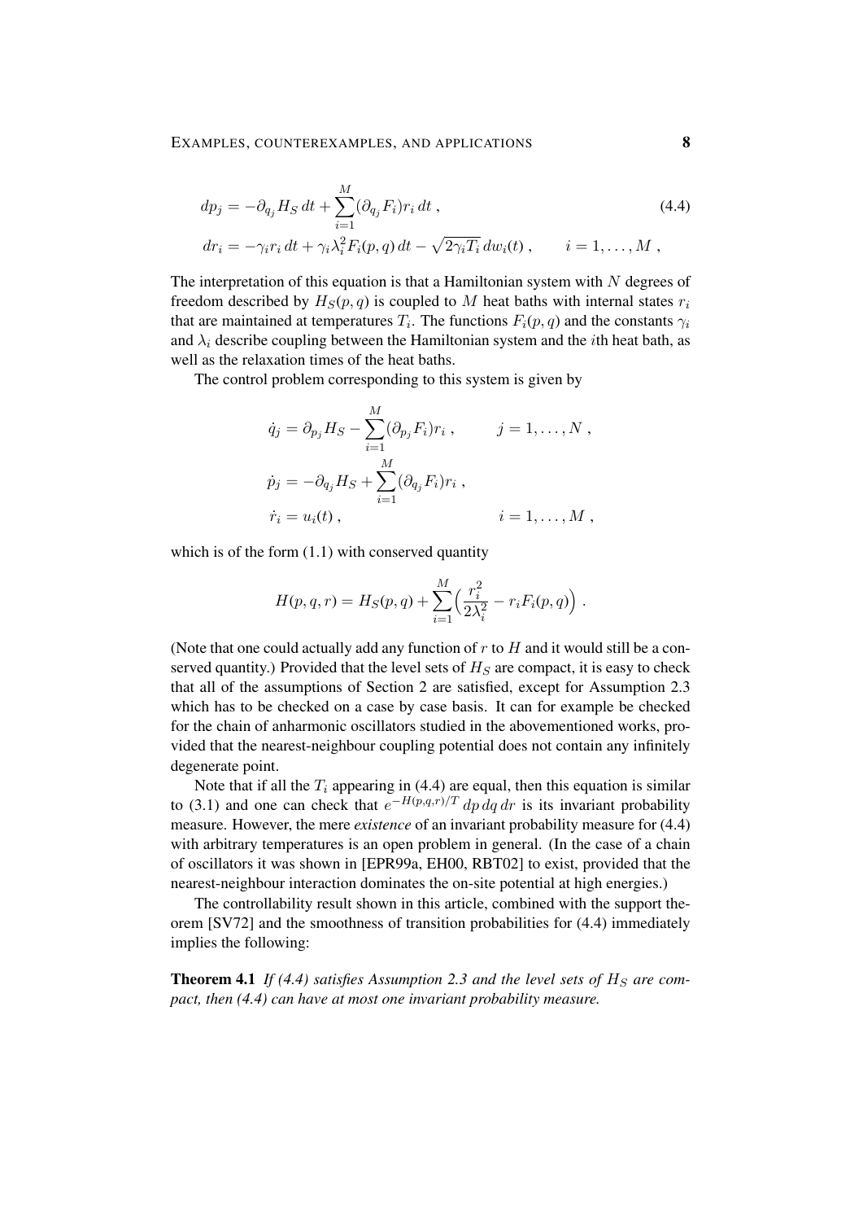$$
\begin{aligned}
dp_j &= -\partial_{q_j} H_S \, dt + \sum_{i=1}^{M} (\partial_{q_j} F_i) r_i \, dt \;, \\
dr_i &= -\gamma_i r_i \, dt + \gamma_i \lambda_i^2 F_i(p,q) \, dt - \sqrt{2\gamma_i T_i} \, dw_i(t) \;, \qquad i = 1, \ldots, M \;,
\end{aligned} \tag{4.4}
$$

The interpretation of this equation is that a Hamiltonian system with $N$ degrees of freedom described by $H_S(p, q)$ is coupled to $M$ heat baths with internal states $r_i$ that are maintained at temperatures $T_i$. The functions $F_i(p, q)$ and the constants $\gamma_i$ and $\lambda_i$ describe coupling between the Hamiltonian system and the $i$th heat bath, as well as the relaxation times of the heat baths.

The control problem corresponding to this system is given by

$$
\begin{aligned}
\dot{q}_j &= \partial_{p_j} H_S - \sum_{i=1}^{M} (\partial_{p_j} F_i) r_i \;, \qquad & j = 1, \ldots, N \;, \\
\dot{p}_j &= -\partial_{q_j} H_S + \sum_{i=1}^{M} (\partial_{q_j} F_i) r_i \;, \\
\dot{r}_i &= u_i(t) \;, & i = 1, \ldots, M \;,
\end{aligned}
$$

which is of the form (1.1) with conserved quantity

$$
H(p, q, r) = H_S(p, q) + \sum_{i=1}^{M} \Big( \frac{r_i^2}{2\lambda_i^2} - r_i F_i(p, q) \Big) \;.
$$

(Note that one could actually add any function of $r$ to $H$ and it would still be a conserved quantity.) Provided that the level sets of $H_S$ are compact, it is easy to check that all of the assumptions of Section 2 are satisfied, except for Assumption 2.3 which has to be checked on a case by case basis. It can for example be checked for the chain of anharmonic oscillators studied in the abovementioned works, provided that the nearest-neighbour coupling potential does not contain any infinitely degenerate point.

Note that if all the $T_i$ appearing in (4.4) are equal, then this equation is similar to (3.1) and one can check that $e^{-H(p,q,r)/T} \, dp \, dq \, dr$ is its invariant probability measure. However, the mere *existence* of an invariant probability measure for (4.4) with arbitrary temperatures is an open problem in general. (In the case of a chain of oscillators it was shown in [EPR99a, EH00, RBT02] to exist, provided that the nearest-neighbour interaction dominates the on-site potential at high energies.)

The controllability result shown in this article, combined with the support theorem [SV72] and the smoothness of transition probabilities for (4.4) immediately implies the following:

**Theorem 4.1** *If (4.4) satisfies Assumption 2.3 and the level sets of $H_S$ are compact, then (4.4) can have at most one invariant probability measure.*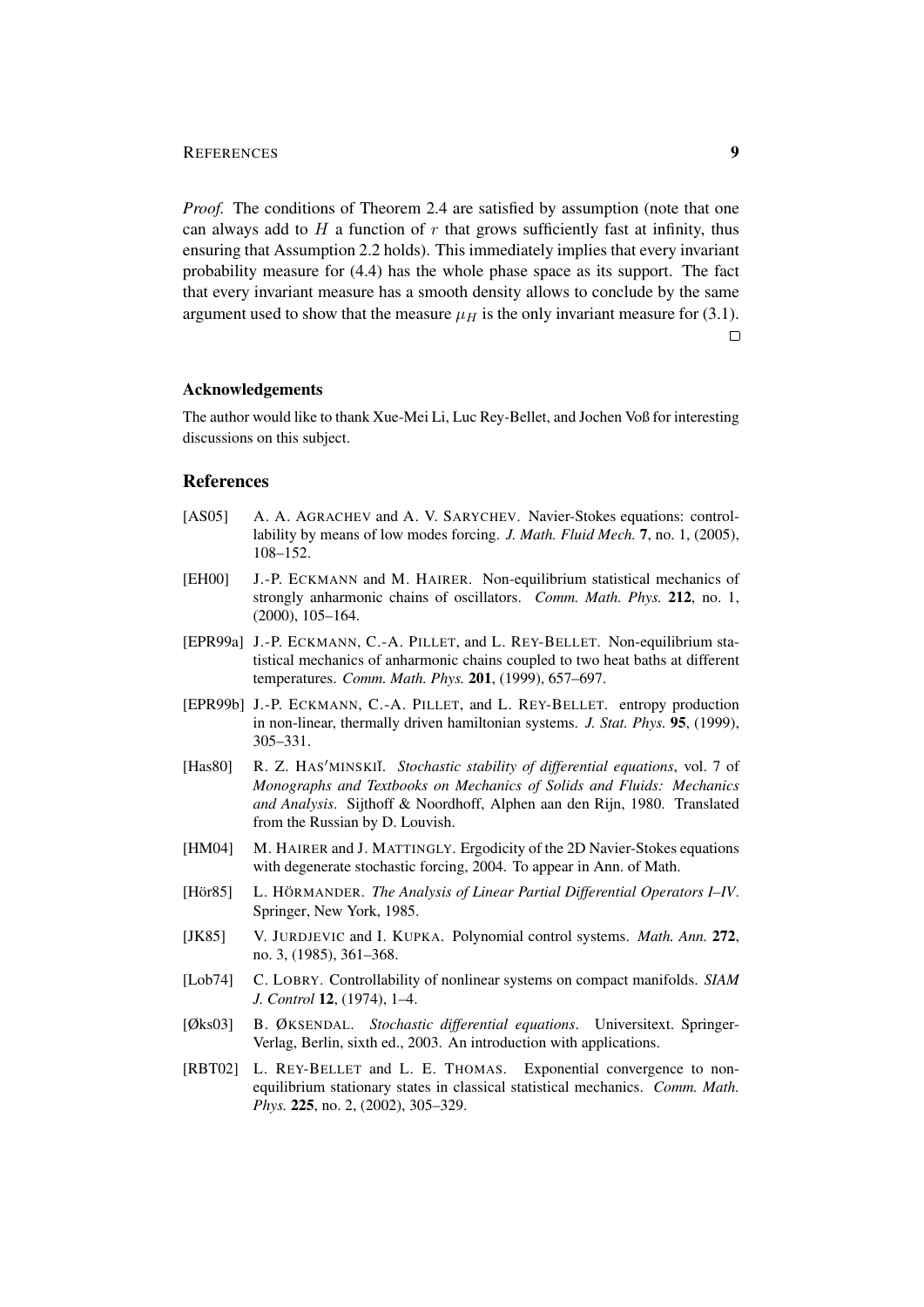*Proof.* The conditions of Theorem 2.4 are satisfied by assumption (note that one can always add to $H$ a function of $r$ that grows sufficiently fast at infinity, thus ensuring that Assumption 2.2 holds). This immediately implies that every invariant probability measure for (4.4) has the whole phase space as its support. The fact that every invariant measure has a smooth density allows to conclude by the same argument used to show that the measure $\mu_H$ is the only invariant measure for (3.1). □

### Acknowledgements

The author would like to thank Xue-Mei Li, Luc Rey-Bellet, and Jochen Voß for interesting discussions on this subject.

## References

[AS05] A. A. AGRACHEV and A. V. SARYCHEV. Navier-Stokes equations: controllability by means of low modes forcing. *J. Math. Fluid Mech.* **7**, no. 1, (2005), 108–152.

[EH00] J.-P. ECKMANN and M. HAIRER. Non-equilibrium statistical mechanics of strongly anharmonic chains of oscillators. *Comm. Math. Phys.* **212**, no. 1, (2000), 105–164.

[EPR99a] J.-P. ECKMANN, C.-A. PILLET, and L. REY-BELLET. Non-equilibrium statistical mechanics of anharmonic chains coupled to two heat baths at different temperatures. *Comm. Math. Phys.* **201**, (1999), 657–697.

[EPR99b] J.-P. ECKMANN, C.-A. PILLET, and L. REY-BELLET. entropy production in non-linear, thermally driven hamiltonian systems. *J. Stat. Phys.* **95**, (1999), 305–331.

[Has80] R. Z. HAS′MINSKIĬ. *Stochastic stability of differential equations*, vol. 7 of *Monographs and Textbooks on Mechanics of Solids and Fluids: Mechanics and Analysis*. Sijthoff & Noordhoff, Alphen aan den Rijn, 1980. Translated from the Russian by D. Louvish.

[HM04] M. HAIRER and J. MATTINGLY. Ergodicity of the 2D Navier-Stokes equations with degenerate stochastic forcing, 2004. To appear in Ann. of Math.

[Hör85] L. HÖRMANDER. *The Analysis of Linear Partial Differential Operators I–IV*. Springer, New York, 1985.

[JK85] V. JURDJEVIC and I. KUPKA. Polynomial control systems. *Math. Ann.* **272**, no. 3, (1985), 361–368.

[Lob74] C. LOBRY. Controllability of nonlinear systems on compact manifolds. *SIAM J. Control* **12**, (1974), 1–4.

[Øks03] B. ØKSENDAL. *Stochastic differential equations*. Universitext. Springer-Verlag, Berlin, sixth ed., 2003. An introduction with applications.

[RBT02] L. REY-BELLET and L. E. THOMAS. Exponential convergence to non-equilibrium stationary states in classical statistical mechanics. *Comm. Math. Phys.* **225**, no. 2, (2002), 305–329.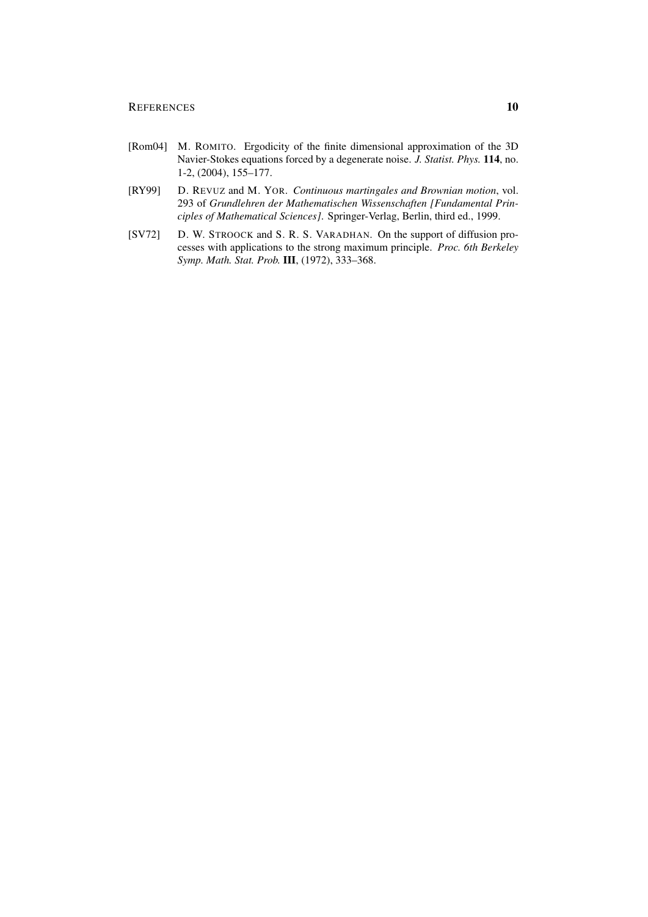[Rom04] M. Romito. Ergodicity of the finite dimensional approximation of the 3D Navier-Stokes equations forced by a degenerate noise. *J. Statist. Phys.* **114**, no. 1-2, (2004), 155–177.

[RY99] D. Revuz and M. Yor. *Continuous martingales and Brownian motion*, vol. 293 of *Grundlehren der Mathematischen Wissenschaften [Fundamental Principles of Mathematical Sciences]*. Springer-Verlag, Berlin, third ed., 1999.

[SV72] D. W. Stroock and S. R. S. Varadhan. On the support of diffusion processes with applications to the strong maximum principle. *Proc. 6th Berkeley Symp. Math. Stat. Prob.* **III**, (1972), 333–368.